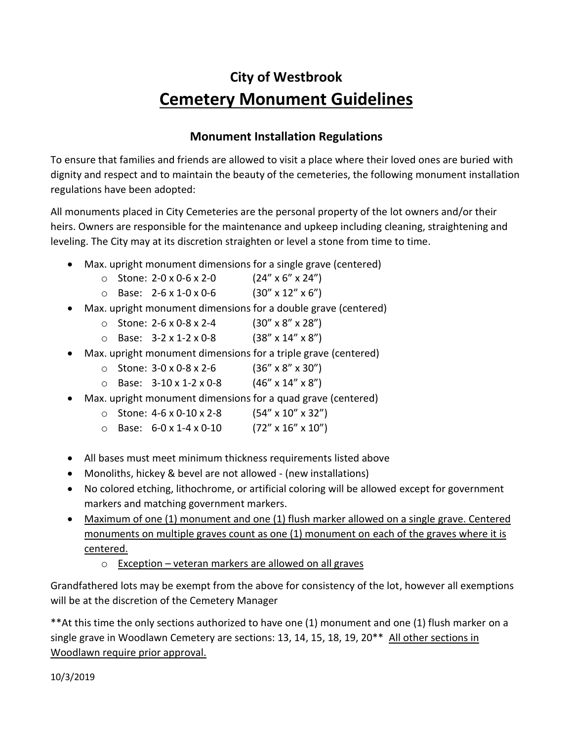# City of Westbrook

# Cemetery Monument Guidelines

## Monument Installation Regulations

To ensure that families and friends are allowed to visit a place where their loved ones are buried with dignity and respect and to maintain the beauty of the cemeteries, the following monument installation regulations have been adopted:

All monuments placed in City Cemeteries are the personal property of the lot owners and/or their heirs. Owners are responsible for the maintenance and upkeep including cleaning, straightening and leveling. The City may at its discretion straighten or level a stone from time to time.

- Max. upright monument dimensions for a single grave (centered)
  - Stone: 2-0 x 0-6 x 2-0 (24" x 6" x 24")
  - Base: 2-6 x 1-0 x 0-6 (30" x 12" x 6")
- Max. upright monument dimensions for a double grave (centered)
  - Stone: 2-6 x 0-8 x 2-4 (30" x 8" x 28")
  - Base: 3-2 x 1-2 x 0-8 (38" x 14" x 8")
- Max. upright monument dimensions for a triple grave (centered)
  - Stone: 3-0 x 0-8 x 2-6 (36" x 8" x 30")
  - Base: 3-10 x 1-2 x 0-8 (46" x 14" x 8")
- Max. upright monument dimensions for a quad grave (centered)
  - Stone: 4-6 x 0-10 x 2-8 (54" x 10" x 32")
  - Base: 6-0 x 1-4 x 0-10 (72" x 16" x 10")

- All bases must meet minimum thickness requirements listed above
- Monoliths, hickey & bevel are not allowed - (new installations)
- No colored etching, lithochrome, or artificial coloring will be allowed except for government markers and matching government markers.
- <u>Maximum of one (1) monument and one (1) flush marker allowed on a single grave. Centered monuments on multiple graves count as one (1) monument on each of the graves where it is centered.</u>
  - <u>Exception – veteran markers are allowed on all graves</u>

Grandfathered lots may be exempt from the above for consistency of the lot, however all exemptions will be at the discretion of the Cemetery Manager

**At this time the only sections authorized to have one (1) monument and one (1) flush marker on a single grave in Woodlawn Cemetery are sections: 13, 14, 15, 18, 19, 20** <u>All other sections in Woodlawn require prior approval.</u>

10/3/2019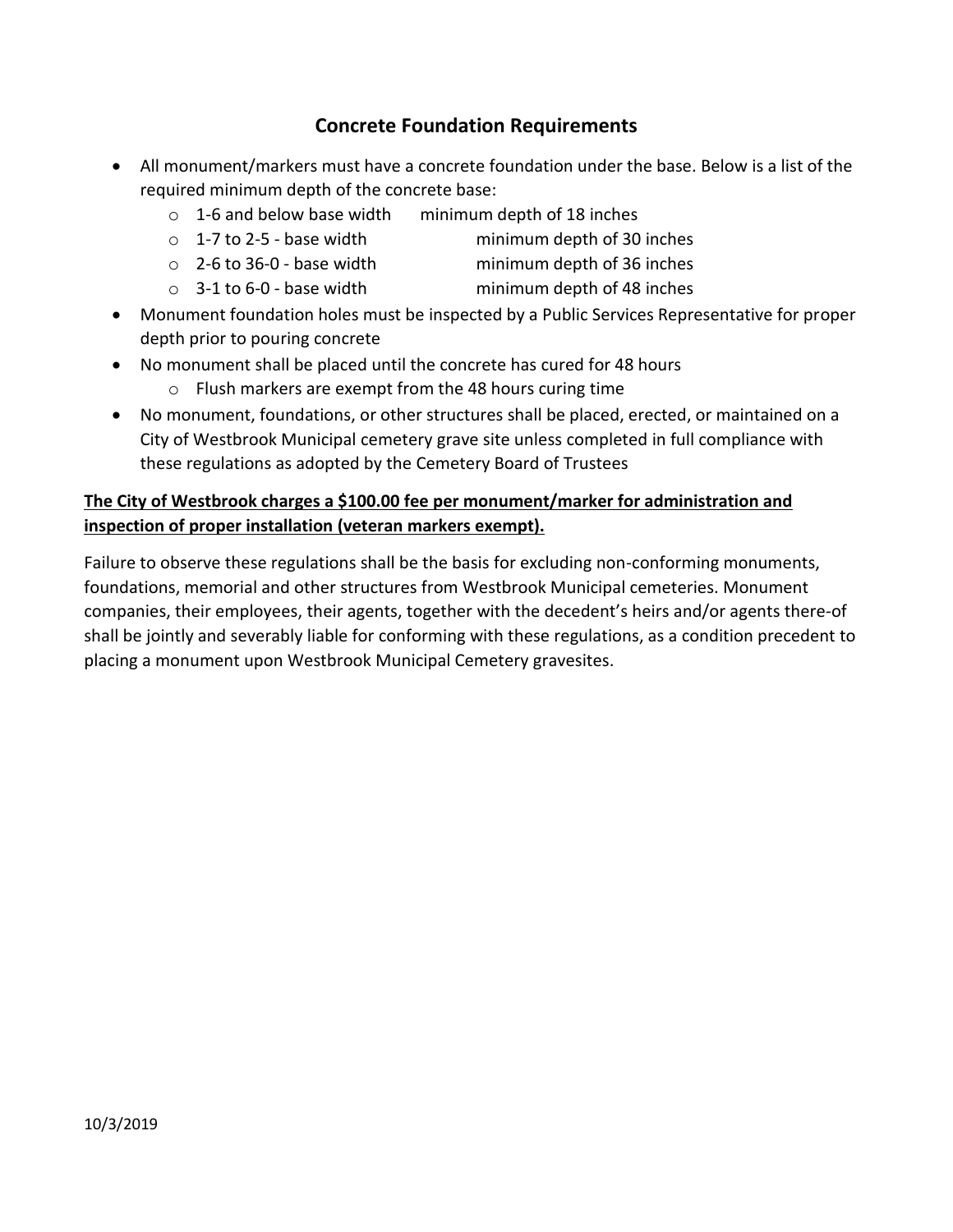## Concrete Foundation Requirements

- All monument/markers must have a concrete foundation under the base. Below is a list of the required minimum depth of the concrete base:
  - 1-6 and below base width minimum depth of 18 inches
  - 1-7 to 2-5 - base width minimum depth of 30 inches
  - 2-6 to 36-0 - base width minimum depth of 36 inches
  - 3-1 to 6-0 - base width minimum depth of 48 inches
- Monument foundation holes must be inspected by a Public Services Representative for proper depth prior to pouring concrete
- No monument shall be placed until the concrete has cured for 48 hours
  - Flush markers are exempt from the 48 hours curing time
- No monument, foundations, or other structures shall be placed, erected, or maintained on a City of Westbrook Municipal cemetery grave site unless completed in full compliance with these regulations as adopted by the Cemetery Board of Trustees

**The City of Westbrook charges a $100.00 fee per monument/marker for administration and inspection of proper installation (veteran markers exempt).**

Failure to observe these regulations shall be the basis for excluding non-conforming monuments, foundations, memorial and other structures from Westbrook Municipal cemeteries. Monument companies, their employees, their agents, together with the decedent's heirs and/or agents there-of shall be jointly and severably liable for conforming with these regulations, as a condition precedent to placing a monument upon Westbrook Municipal Cemetery gravesites.

10/3/2019